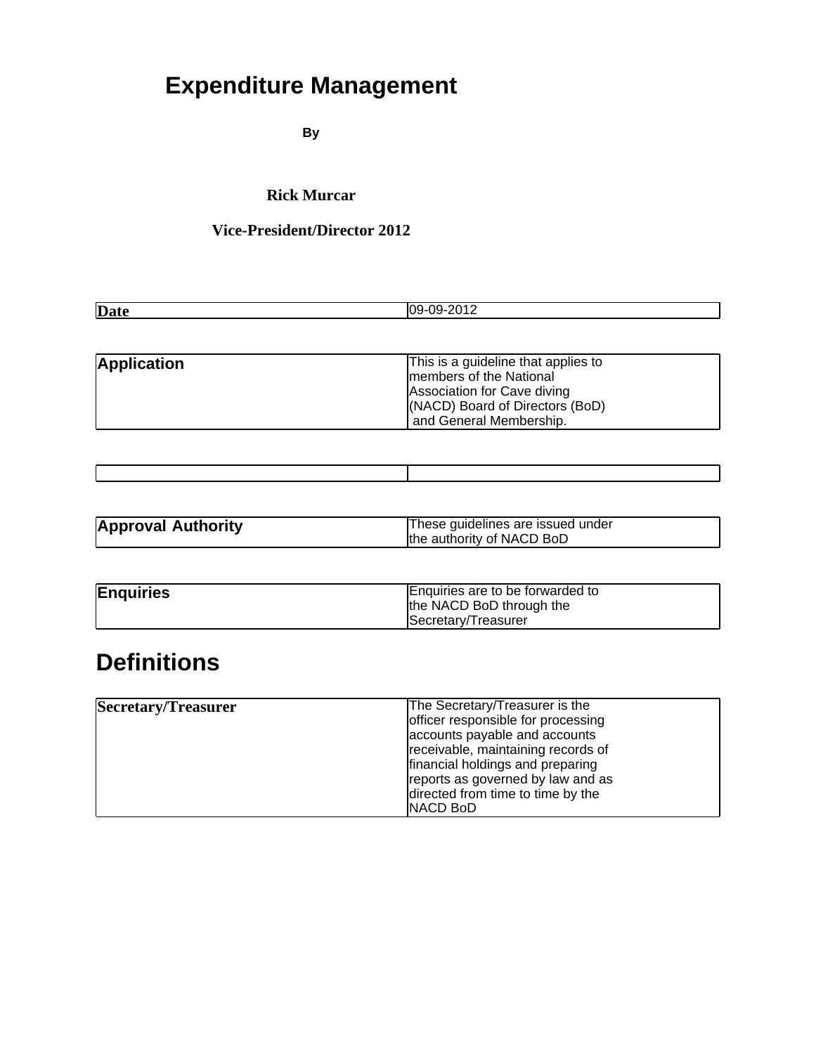# Expenditure Management

**By**

**Rick Murcar**

**Vice-President/Director 2012**

| **Date** | 09-09-2012 |
|---|---|

| **Application** | This is a guideline that applies to members of the National Association for Cave diving (NACD) Board of Directors (BoD) and General Membership. |
|---|---|

| | |
|---|---|

| **Approval Authority** | These guidelines are issued under the authority of NACD BoD |
|---|---|

| **Enquiries** | Enquiries are to be forwarded to the NACD BoD through the Secretary/Treasurer |
|---|---|

## Definitions

| **Secretary/Treasurer** | The Secretary/Treasurer is the officer responsible for processing accounts payable and accounts receivable, maintaining records of financial holdings and preparing reports as governed by law and as directed from time to time by the NACD BoD |
|---|---|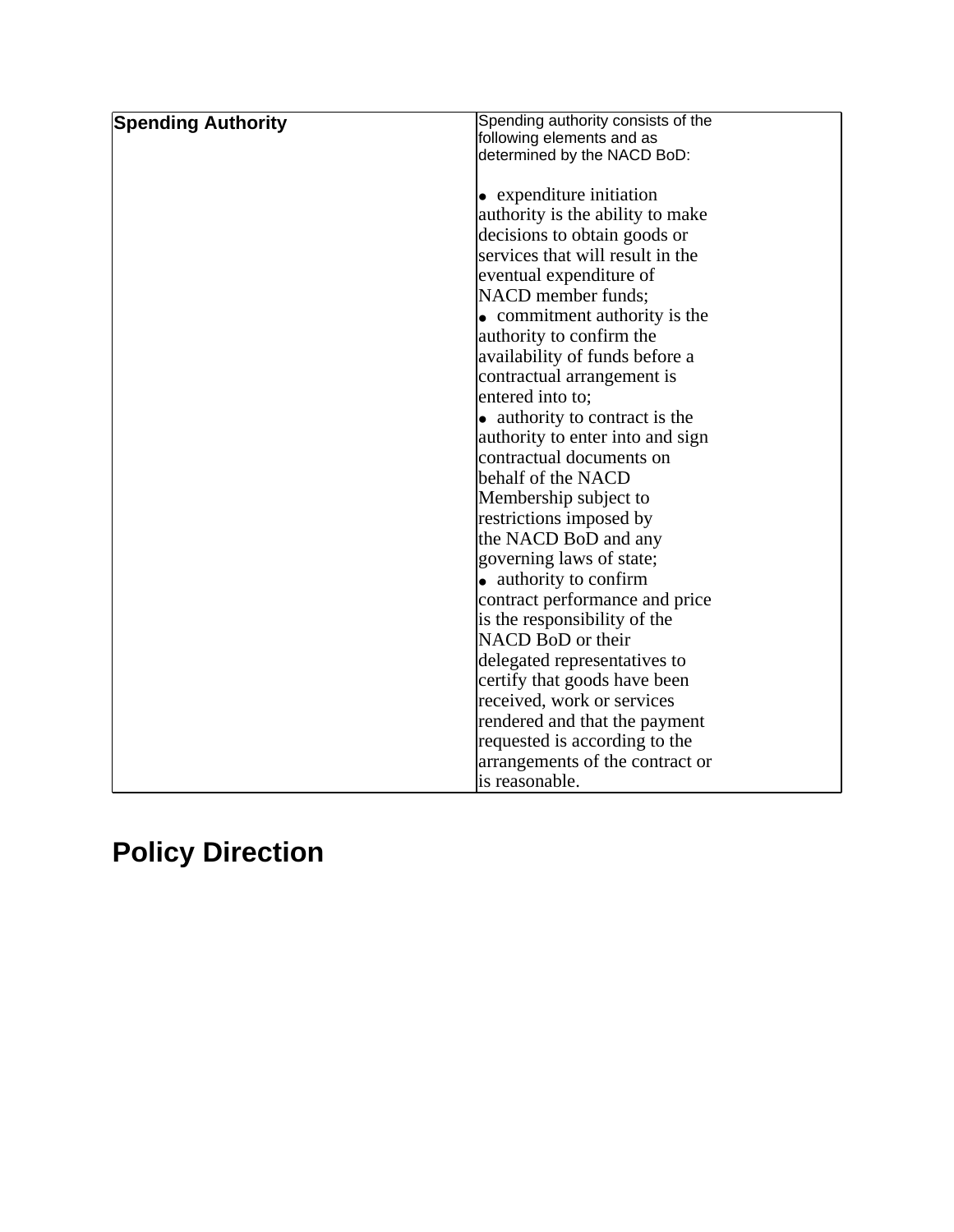| Spending Authority | Spending authority consists of the following elements and as determined by the NACD BoD:<br><br>• expenditure initiation authority is the ability to make decisions to obtain goods or services that will result in the eventual expenditure of NACD member funds;<br>• commitment authority is the authority to confirm the availability of funds before a contractual arrangement is entered into to;<br>• authority to contract is the authority to enter into and sign contractual documents on behalf of the NACD Membership subject to restrictions imposed by the NACD BoD and any governing laws of state;<br>• authority to confirm contract performance and price is the responsibility of the NACD BoD or their delegated representatives to certify that goods have been received, work or services rendered and that the payment requested is according to the arrangements of the contract or is reasonable. |
|---|---|

# Policy Direction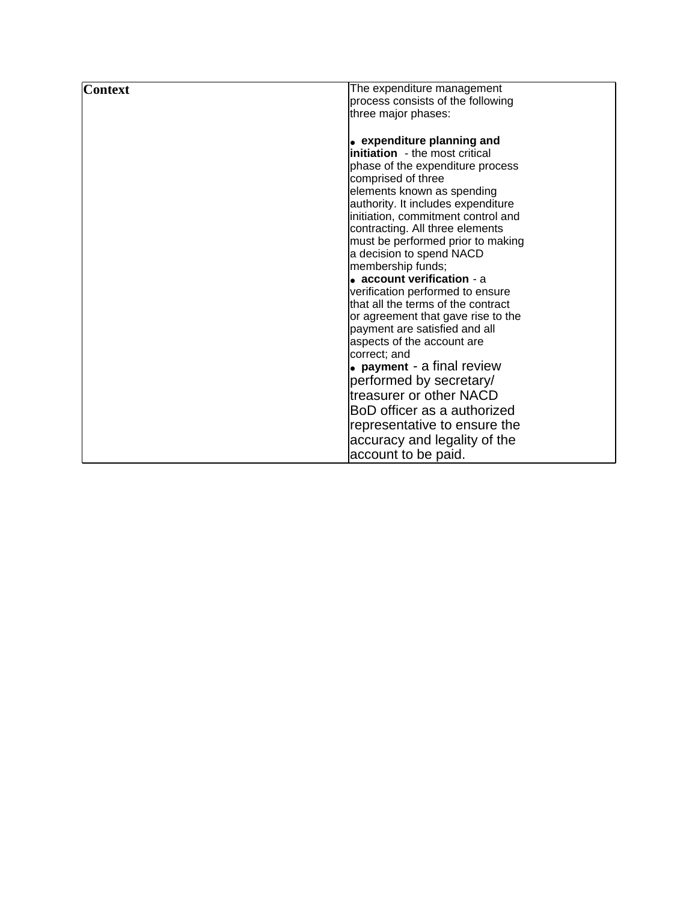| **Context** | The expenditure management process consists of the following three major phases:<br><br>• **expenditure planning and initiation** - the most critical phase of the expenditure process comprised of three elements known as spending authority. It includes expenditure initiation, commitment control and contracting. All three elements must be performed prior to making a decision to spend NACD membership funds;<br>• **account verification** - a verification performed to ensure that all the terms of the contract or agreement that gave rise to the payment are satisfied and all aspects of the account are correct; and<br>• **payment** - a final review performed by secretary/ treasurer or other NACD BoD officer as a authorized representative to ensure the accuracy and legality of the account to be paid. |
|---|---|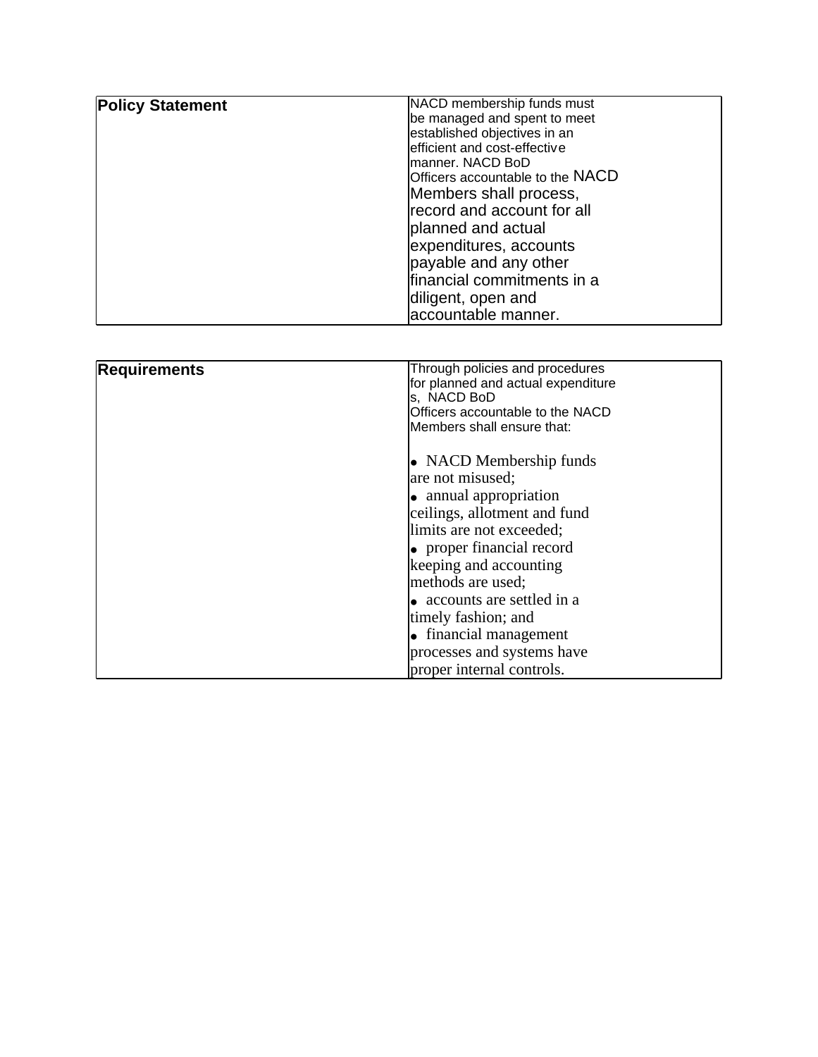| **Policy Statement** | NACD membership funds must be managed and spent to meet established objectives in an efficient and cost-effective manner. NACD BoD Officers accountable to the NACD Members shall process, record and account for all planned and actual expenditures, accounts payable and any other financial commitments in a diligent, open and accountable manner. |
|---|---|

| **Requirements** | Through policies and procedures for planned and actual expenditures, NACD BoD Officers accountable to the NACD Members shall ensure that:<br><br>• NACD Membership funds are not misused;<br>• annual appropriation ceilings, allotment and fund limits are not exceeded;<br>• proper financial record keeping and accounting methods are used;<br>• accounts are settled in a timely fashion; and<br>• financial management processes and systems have proper internal controls. |
|---|---|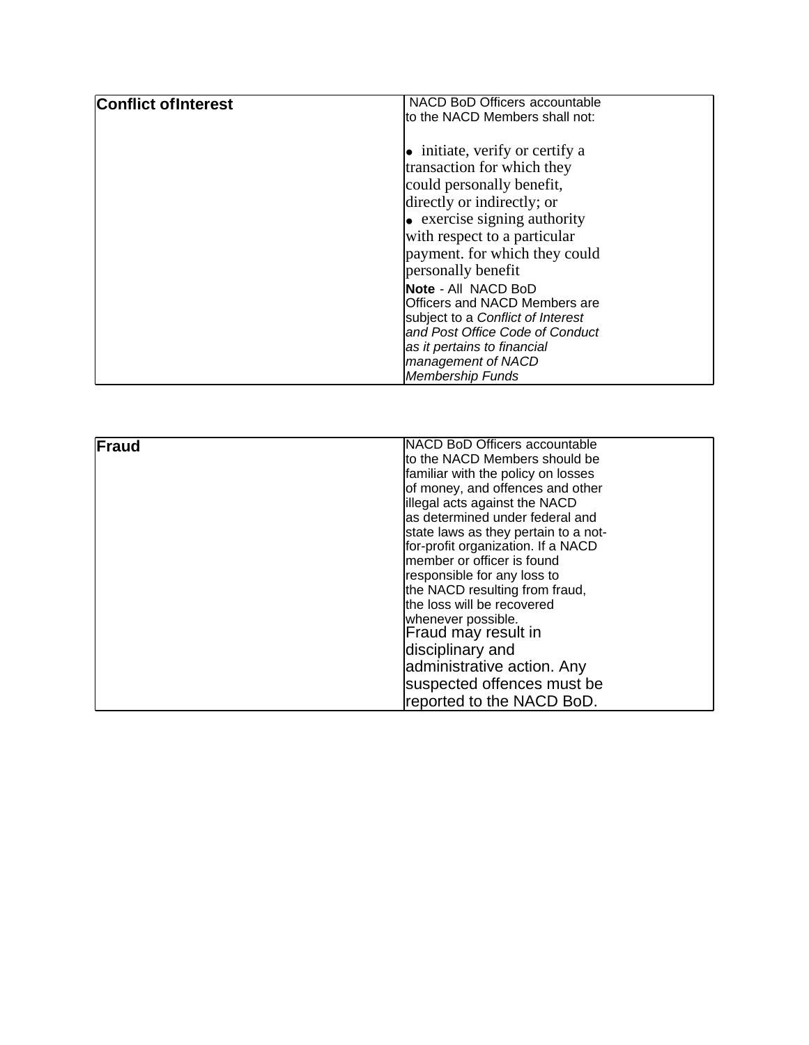| Conflict ofInterest | NACD BoD Officers accountable to the NACD Members shall not:<br><br>• initiate, verify or certify a transaction for which they could personally benefit, directly or indirectly; or<br>• exercise signing authority with respect to a particular payment. for which they could personally benefit<br>**Note** - All NACD BoD Officers and NACD Members are subject to a *Conflict of Interest and Post Office Code of Conduct as it pertains to financial management of NACD Membership Funds* |
|---|---|

| Fraud | NACD BoD Officers accountable to the NACD Members should be familiar with the policy on losses of money, and offences and other illegal acts against the NACD as determined under federal and state laws as they pertain to a not-for-profit organization. If a NACD member or officer is found responsible for any loss to the NACD resulting from fraud, the loss will be recovered whenever possible.<br>Fraud may result in disciplinary and administrative action. Any suspected offences must be reported to the NACD BoD. |
|---|---|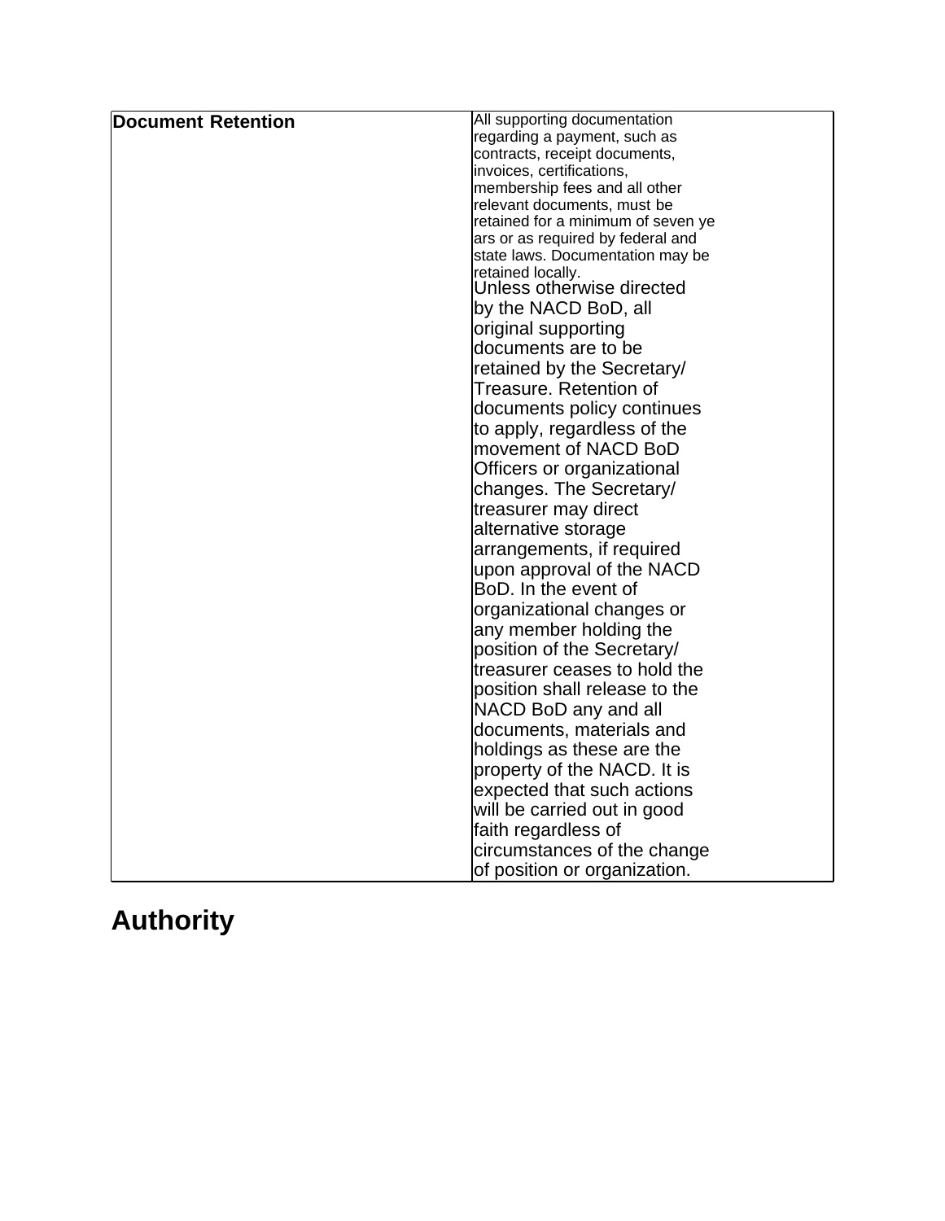| **Document Retention** | All supporting documentation regarding a payment, such as contracts, receipt documents, invoices, certifications, membership fees and all other relevant documents, must be retained for a minimum of seven years or as required by federal and state laws. Documentation may be retained locally. Unless otherwise directed by the NACD BoD, all original supporting documents are to be retained by the Secretary/ Treasure. Retention of documents policy continues to apply, regardless of the movement of NACD BoD Officers or organizational changes. The Secretary/ treasurer may direct alternative storage arrangements, if required upon approval of the NACD BoD. In the event of organizational changes or any member holding the position of the Secretary/ treasurer ceases to hold the position shall release to the NACD BoD any and all documents, materials and holdings as these are the property of the NACD. It is expected that such actions will be carried out in good faith regardless of circumstances of the change of position or organization. |
|---|---|

# Authority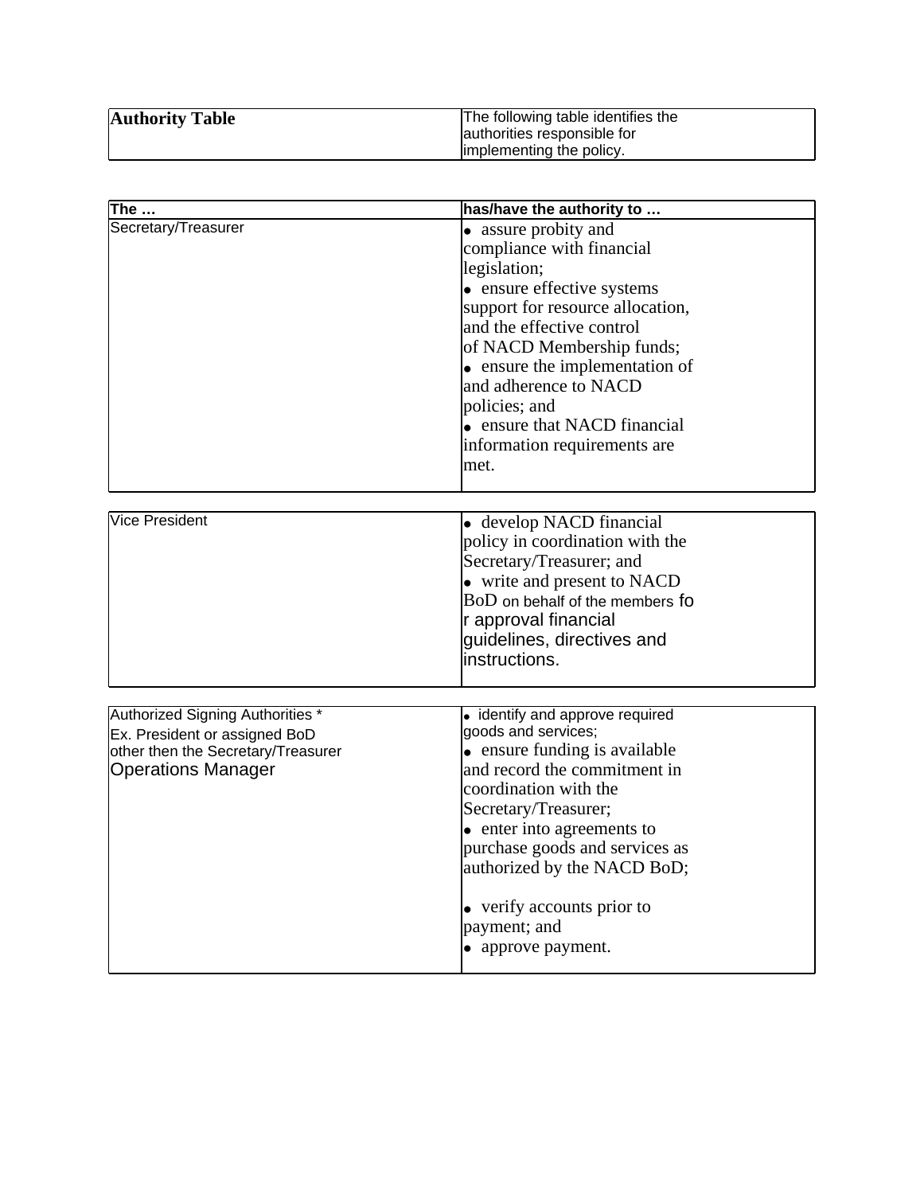| | |
|---|---|
| **Authority Table** | The following table identifies the authorities responsible for implementing the policy. |

| The … | has/have the authority to … |
|---|---|
| Secretary/Treasurer | • assure probity and compliance with financial legislation;<br>• ensure effective systems support for resource allocation, and the effective control of NACD Membership funds;<br>• ensure the implementation of and adherence to NACD policies; and<br>• ensure that NACD financial information requirements are met. |
| Vice President | • develop NACD financial policy in coordination with the Secretary/Treasurer; and<br>• write and present to NACD BoD on behalf of the members for approval financial guidelines, directives and instructions. |
| Authorized Signing Authorities *<br>Ex. President or assigned BoD other then the Secretary/Treasurer<br>Operations Manager | • identify and approve required goods and services;<br>• ensure funding is available and record the commitment in coordination with the Secretary/Treasurer;<br>• enter into agreements to purchase goods and services as authorized by the NACD BoD;<br>• verify accounts prior to payment; and<br>• approve payment. |